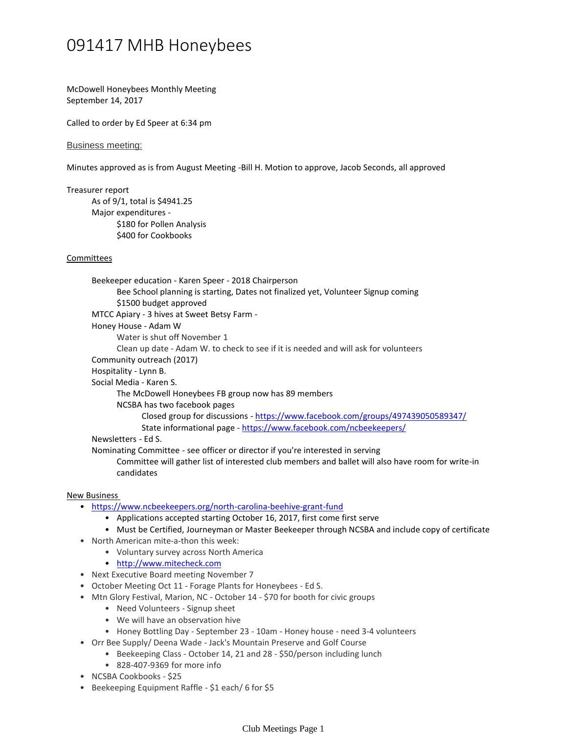# 091417 MHB Honeybees

McDowell Honeybees Monthly Meeting
September 14, 2017

Called to order by Ed Speer at 6:34 pm

## Business meeting:

Minutes approved as is from August Meeting -Bill H. Motion to approve, Jacob Seconds, all approved

Treasurer report
- As of 9/1, total is $4941.25
- Major expenditures -
  - $180 for Pollen Analysis
  - $400 for Cookbooks

### Committees

- Beekeeper education - Karen Speer - 2018 Chairperson
  - Bee School planning is starting, Dates not finalized yet, Volunteer Signup coming
  - $1500 budget approved
- MTCC Apiary - 3 hives at Sweet Betsy Farm -
- Honey House - Adam W
  - Water is shut off November 1
  - Clean up date - Adam W. to check to see if it is needed and will ask for volunteers
- Community outreach (2017)
- Hospitality - Lynn B.
- Social Media - Karen S.
  - The McDowell Honeybees FB group now has 89 members
  - NCSBA has two facebook pages
    - Closed group for discussions - https://www.facebook.com/groups/497439050589347/
    - State informational page - https://www.facebook.com/ncbeekeepers/
- Newsletters - Ed S.
- Nominating Committee - see officer or director if you're interested in serving
  - Committee will gather list of interested club members and ballet will also have room for write-in candidates

### New Business

- https://www.ncbeekeepers.org/north-carolina-beehive-grant-fund
  - Applications accepted starting October 16, 2017, first come first serve
  - Must be Certified, Journeyman or Master Beekeeper through NCSBA and include copy of certificate
- North American mite-a-thon this week:
  - Voluntary survey across North America
  - http://www.mitecheck.com
- Next Executive Board meeting November 7
- October Meeting Oct 11 - Forage Plants for Honeybees - Ed S.
- Mtn Glory Festival, Marion, NC - October 14 - $70 for booth for civic groups
  - Need Volunteers - Signup sheet
  - We will have an observation hive
  - Honey Bottling Day - September 23 - 10am - Honey house - need 3-4 volunteers
- Orr Bee Supply/ Deena Wade - Jack's Mountain Preserve and Golf Course
  - Beekeeping Class - October 14, 21 and 28 - $50/person including lunch
  - 828-407-9369 for more info
- NCSBA Cookbooks - $25
- Beekeeping Equipment Raffle - $1 each/ 6 for $5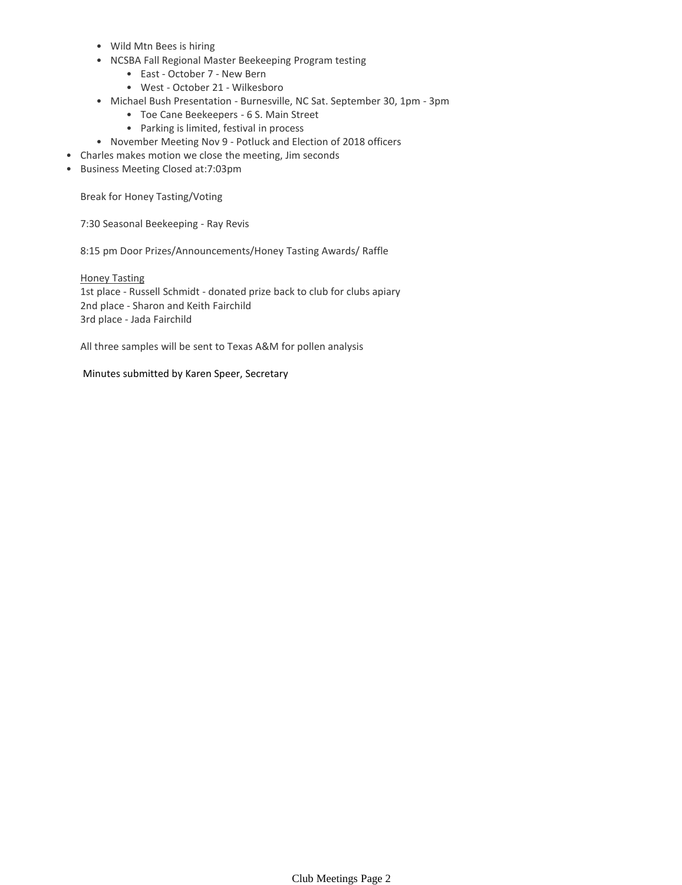- Wild Mtn Bees is hiring
  - NCSBA Fall Regional Master Beekeeping Program testing
    - East - October 7 - New Bern
    - West - October 21 - Wilkesboro
  - Michael Bush Presentation - Burnesville, NC Sat. September 30, 1pm - 3pm
    - Toe Cane Beekeepers - 6 S. Main Street
    - Parking is limited, festival in process
  - November Meeting Nov 9 - Potluck and Election of 2018 officers
- Charles makes motion we close the meeting, Jim seconds
- Business Meeting Closed at:7:03pm

Break for Honey Tasting/Voting

7:30 Seasonal Beekeeping - Ray Revis

8:15 pm Door Prizes/Announcements/Honey Tasting Awards/ Raffle

<u>Honey Tasting</u>
1st place - Russell Schmidt - donated prize back to club for clubs apiary
2nd place - Sharon and Keith Fairchild
3rd place - Jada Fairchild

All three samples will be sent to Texas A&M for pollen analysis

Minutes submitted by Karen Speer, Secretary